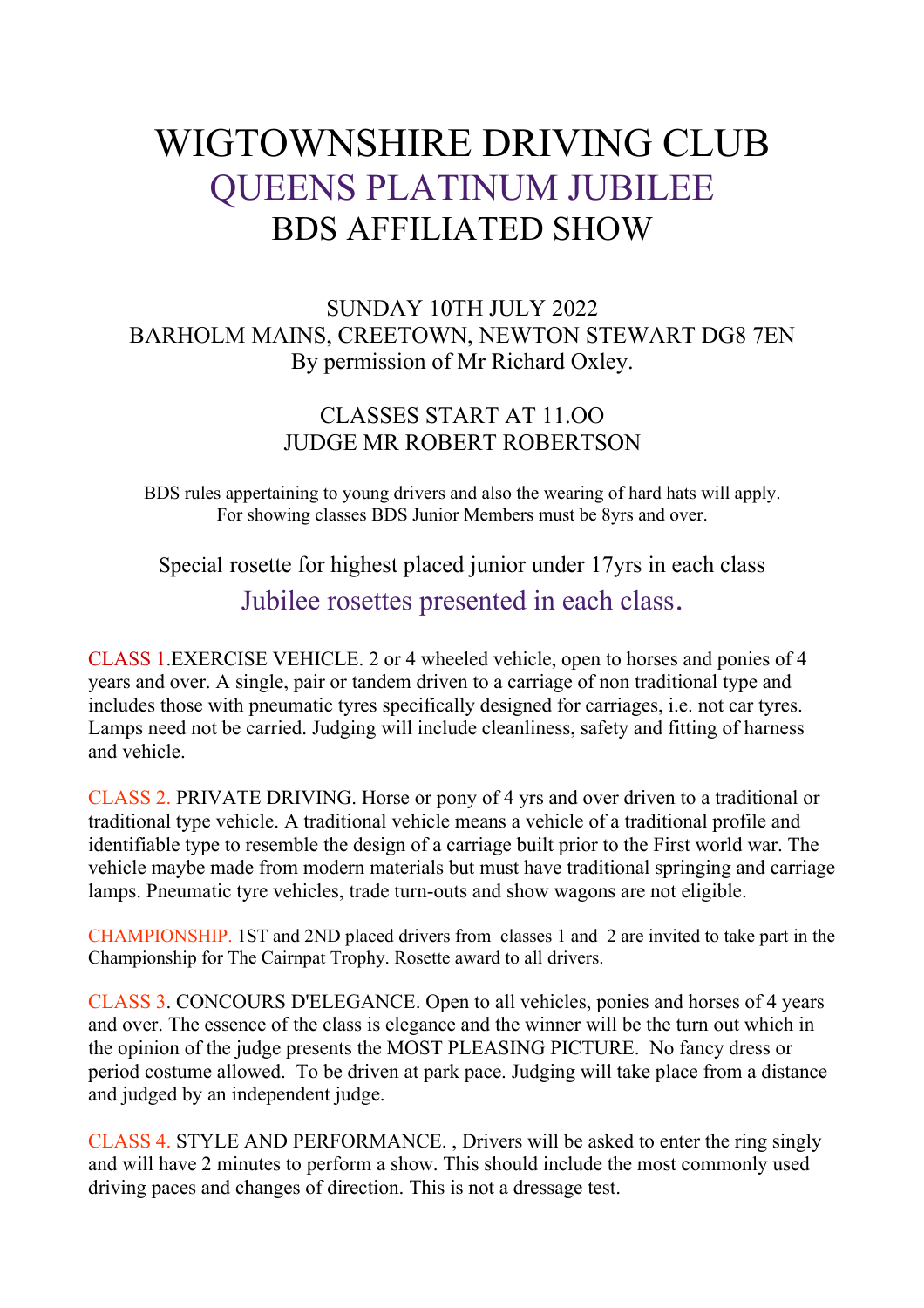# WIGTOWNSHIRE DRIVING CLUB
# QUEENS PLATINUM JUBILEE
# BDS AFFILIATED SHOW

SUNDAY 10TH JULY 2022
BARHOLM MAINS, CREETOWN, NEWTON STEWART DG8 7EN
By permission of Mr Richard Oxley.

CLASSES START AT 11.OO
JUDGE MR ROBERT ROBERTSON

BDS rules appertaining to young drivers and also the wearing of hard hats will apply.
For showing classes BDS Junior Members must be 8yrs and over.

Special rosette for highest placed junior under 17yrs in each class

Jubilee rosettes presented in each class.

CLASS 1.EXERCISE VEHICLE. 2 or 4 wheeled vehicle, open to horses and ponies of 4 years and over. A single, pair or tandem driven to a carriage of non traditional type and includes those with pneumatic tyres specifically designed for carriages, i.e. not car tyres. Lamps need not be carried. Judging will include cleanliness, safety and fitting of harness and vehicle.

CLASS 2. PRIVATE DRIVING. Horse or pony of 4 yrs and over driven to a traditional or traditional type vehicle. A traditional vehicle means a vehicle of a traditional profile and identifiable type to resemble the design of a carriage built prior to the First world war. The vehicle maybe made from modern materials but must have traditional springing and carriage lamps. Pneumatic tyre vehicles, trade turn-outs and show wagons are not eligible.

CHAMPIONSHIP. 1ST and 2ND placed drivers from classes 1 and 2 are invited to take part in the Championship for The Cairnpat Trophy. Rosette award to all drivers.

CLASS 3. CONCOURS D'ELEGANCE. Open to all vehicles, ponies and horses of 4 years and over. The essence of the class is elegance and the winner will be the turn out which in the opinion of the judge presents the MOST PLEASING PICTURE. No fancy dress or period costume allowed. To be driven at park pace. Judging will take place from a distance and judged by an independent judge.

CLASS 4. STYLE AND PERFORMANCE. , Drivers will be asked to enter the ring singly and will have 2 minutes to perform a show. This should include the most commonly used driving paces and changes of direction. This is not a dressage test.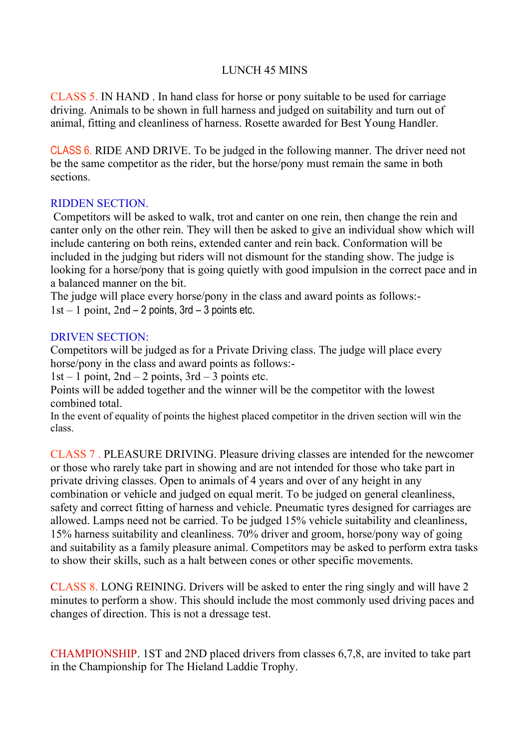LUNCH 45 MINS

CLASS 5. IN HAND . In hand class for horse or pony suitable to be used for carriage driving. Animals to be shown in full harness and judged on suitability and turn out of animal, fitting and cleanliness of harness. Rosette awarded for Best Young Handler.

CLASS 6. RIDE AND DRIVE. To be judged in the following manner. The driver need not be the same competitor as the rider, but the horse/pony must remain the same in both sections.

### RIDDEN SECTION.

Competitors will be asked to walk, trot and canter on one rein, then change the rein and canter only on the other rein. They will then be asked to give an individual show which will include cantering on both reins, extended canter and rein back. Conformation will be included in the judging but riders will not dismount for the standing show. The judge is looking for a horse/pony that is going quietly with good impulsion in the correct pace and in a balanced manner on the bit.
The judge will place every horse/pony in the class and award points as follows:-
1st – 1 point, 2nd – 2 points, 3rd – 3 points etc.

### DRIVEN SECTION:

Competitors will be judged as for a Private Driving class. The judge will place every horse/pony in the class and award points as follows:-
1st – 1 point, 2nd – 2 points, 3rd – 3 points etc.
Points will be added together and the winner will be the competitor with the lowest combined total.
In the event of equality of points the highest placed competitor in the driven section will win the class.

CLASS 7 . PLEASURE DRIVING. Pleasure driving classes are intended for the newcomer or those who rarely take part in showing and are not intended for those who take part in private driving classes. Open to animals of 4 years and over of any height in any combination or vehicle and judged on equal merit. To be judged on general cleanliness, safety and correct fitting of harness and vehicle. Pneumatic tyres designed for carriages are allowed. Lamps need not be carried. To be judged 15% vehicle suitability and cleanliness, 15% harness suitability and cleanliness. 70% driver and groom, horse/pony way of going and suitability as a family pleasure animal. Competitors may be asked to perform extra tasks to show their skills, such as a halt between cones or other specific movements.

CLASS 8. LONG REINING. Drivers will be asked to enter the ring singly and will have 2 minutes to perform a show. This should include the most commonly used driving paces and changes of direction. This is not a dressage test.

CHAMPIONSHIP. 1ST and 2ND placed drivers from classes 6,7,8, are invited to take part in the Championship for The Hieland Laddie Trophy.